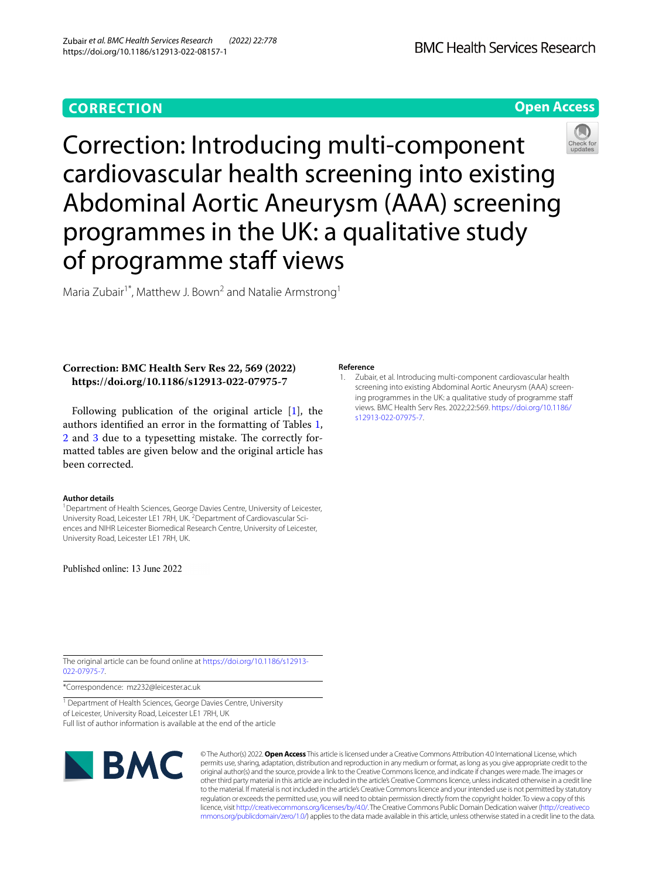CORRECTION

Open Access

# Correction: Introducing multi-component cardiovascular health screening into existing Abdominal Aortic Aneurysm (AAA) screening programmes in the UK: a qualitative study of programme staff views

Maria Zubair[1*], Matthew J. Bown[2] and Natalie Armstrong[1]

**Correction: BMC Health Serv Res 22, 569 (2022) https://doi.org/10.1186/s12913-022-07975-7**

Following publication of the original article [1], the authors identified an error in the formatting of Tables 1, 2 and 3 due to a typesetting mistake. The correctly formatted tables are given below and the original article has been corrected.

**Author details**

[1]Department of Health Sciences, George Davies Centre, University of Leicester, University Road, Leicester LE1 7RH, UK. [2]Department of Cardiovascular Sciences and NIHR Leicester Biomedical Research Centre, University of Leicester, University Road, Leicester LE1 7RH, UK.

Published online: 13 June 2022

## Reference

1. Zubair, et al. Introducing multi-component cardiovascular health screening into existing Abdominal Aortic Aneurysm (AAA) screening programmes in the UK: a qualitative study of programme staff views. BMC Health Serv Res. 2022;22:569. https://doi.org/10.1186/s12913-022-07975-7.

The original article can be found online at https://doi.org/10.1186/s12913-022-07975-7.

*Correspondence: mz232@leicester.ac.uk

[1] Department of Health Sciences, George Davies Centre, University of Leicester, University Road, Leicester LE1 7RH, UK

Full list of author information is available at the end of the article

© The Author(s) 2022. **Open Access** This article is licensed under a Creative Commons Attribution 4.0 International License, which permits use, sharing, adaptation, distribution and reproduction in any medium or format, as long as you give appropriate credit to the original author(s) and the source, provide a link to the Creative Commons licence, and indicate if changes were made. The images or other third party material in this article are included in the article's Creative Commons licence, unless indicated otherwise in a credit line to the material. If material is not included in the article's Creative Commons licence and your intended use is not permitted by statutory regulation or exceeds the permitted use, you will need to obtain permission directly from the copyright holder. To view a copy of this licence, visit http://creativecommons.org/licenses/by/4.0/. The Creative Commons Public Domain Dedication waiver (http://creativecommons.org/publicdomain/zero/1.0/) applies to the data made available in this article, unless otherwise stated in a credit line to the data.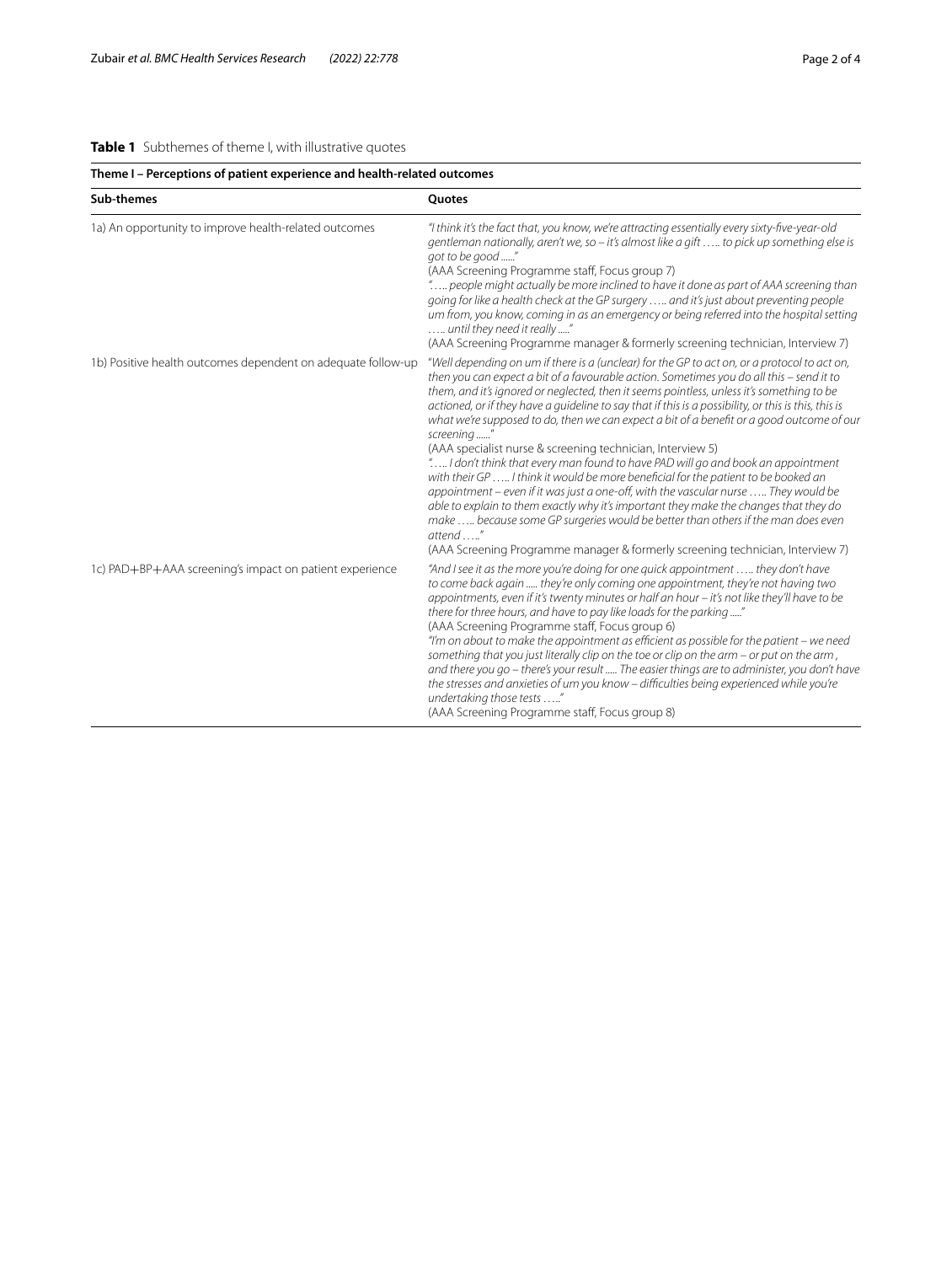**Table 1** Subthemes of theme I, with illustrative quotes

| Theme I – Perceptions of patient experience and health-related outcomes | |
|---|---|
| **Sub-themes** | **Quotes** |
| 1a) An opportunity to improve health-related outcomes | *"I think it's the fact that, you know, we're attracting essentially every sixty-five-year-old gentleman nationally, aren't we, so – it's almost like a gift ….. to pick up something else is got to be good ......"* (AAA Screening Programme staff, Focus group 7) *"….. people might actually be more inclined to have it done as part of AAA screening than going for like a health check at the GP surgery ….. and it's just about preventing people um from, you know, coming in as an emergency or being referred into the hospital setting ….. until they need it really ....."* (AAA Screening Programme manager & formerly screening technician, Interview 7) |
| 1b) Positive health outcomes dependent on adequate follow-up | "*Well depending on um if there is a (unclear) for the GP to act on, or a protocol to act on, then you can expect a bit of a favourable action. Sometimes you do all this – send it to them, and it's ignored or neglected, then it seems pointless, unless it's something to be actioned, or if they have a guideline to say that if this is a possibility, or this is this, this is what we're supposed to do, then we can expect a bit of a benefit or a good outcome of our screening ......"* (AAA specialist nurse & screening technician, Interview 5) *"….. I don't think that every man found to have PAD will go and book an appointment with their GP ….. I think it would be more beneficial for the patient to be booked an appointment – even if it was just a one-off, with the vascular nurse ….. They would be able to explain to them exactly why it's important they make the changes that they do make ….. because some GP surgeries would be better than others if the man does even attend ….."* (AAA Screening Programme manager & formerly screening technician, Interview 7) |
| 1c) PAD+BP+AAA screening's impact on patient experience | *"And I see it as the more you're doing for one quick appointment ….. they don't have to come back again ..... they're only coming one appointment, they're not having two appointments, even if it's twenty minutes or half an hour – it's not like they'll have to be there for three hours, and have to pay like loads for the parking ....."* (AAA Screening Programme staff, Focus group 6) *"I'm on about to make the appointment as efficient as possible for the patient – we need something that you just literally clip on the toe or clip on the arm – or put on the arm, and there you go – there's your result ..... The easier things are to administer, you don't have the stresses and anxieties of um you know – difficulties being experienced while you're undertaking those tests ….."* (AAA Screening Programme staff, Focus group 8) |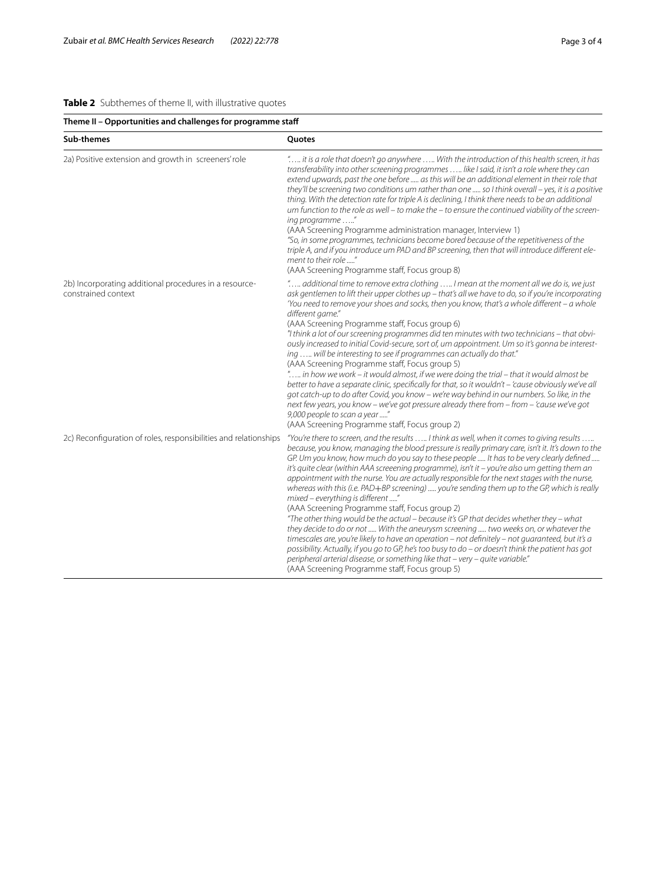**Table 2** Subthemes of theme II, with illustrative quotes

| Theme II – Opportunities and challenges for programme staff | |
|---|---|
| **Sub-themes** | **Quotes** |
| 2a) Positive extension and growth in screeners' role | *"….. it is a role that doesn't go anywhere ….. With the introduction of this health screen, it has transferability into other screening programmes ….. like I said, it isn't a role where they can extend upwards, past the one before ..... as this will be an additional element in their role that they'll be screening two conditions um rather than one ..... so I think overall – yes, it is a positive thing. With the detection rate for triple A is declining, I think there needs to be an additional um function to the role as well – to make the – to ensure the continued viability of the screening programme ….."* (AAA Screening Programme administration manager, Interview 1) *"So, in some programmes, technicians become bored because of the repetitiveness of the triple A, and if you introduce um PAD and BP screening, then that will introduce different element to their role ....."* (AAA Screening Programme staff, Focus group 8) |
| 2b) Incorporating additional procedures in a resource-constrained context | *"….. additional time to remove extra clothing ….. I mean at the moment all we do is, we just ask gentlemen to lift their upper clothes up – that's all we have to do, so if you're incorporating 'You need to remove your shoes and socks, then you know, that's a whole different – a whole different game."* (AAA Screening Programme staff, Focus group 6) *"I think a lot of our screening programmes did ten minutes with two technicians – that obviously increased to initial Covid-secure, sort of, um appointment. Um so it's gonna be interesting ….. will be interesting to see if programmes can actually do that."* (AAA Screening Programme staff, Focus group 5) *"….. in how we work – it would almost, if we were doing the trial – that it would almost be better to have a separate clinic, specifically for that, so it wouldn't – 'cause obviously we've all got catch-up to do after Covid, you know – we're way behind in our numbers. So like, in the next few years, you know – we've got pressure already there from – from – 'cause we've got 9,000 people to scan a year ....."* (AAA Screening Programme staff, Focus group 2) |
| 2c) Reconfiguration of roles, responsibilities and relationships | *"You're there to screen, and the results ….. I think as well, when it comes to giving results ….. because, you know, managing the blood pressure is really primary care, isn't it. It's down to the GP. Um you know, how much do you say to these people ..... It has to be very clearly defined ..... it's quite clear (within AAA screeening programme), isn't it – you're also um getting them an appointment with the nurse. You are actually responsible for the next stages with the nurse, whereas with this (i.e. PAD+BP screening) ..... you're sending them up to the GP, which is really mixed – everything is different ....."* (AAA Screening Programme staff, Focus group 2) *"The other thing would be the actual – because it's GP that decides whether they – what they decide to do or not ..... With the aneurysm screening ..... two weeks on, or whatever the timescales are, you're likely to have an operation – not definitely – not guaranteed, but it's a possibility. Actually, if you go to GP, he's too busy to do – or doesn't think the patient has got peripheral arterial disease, or something like that – very – quite variable."* (AAA Screening Programme staff, Focus group 5) |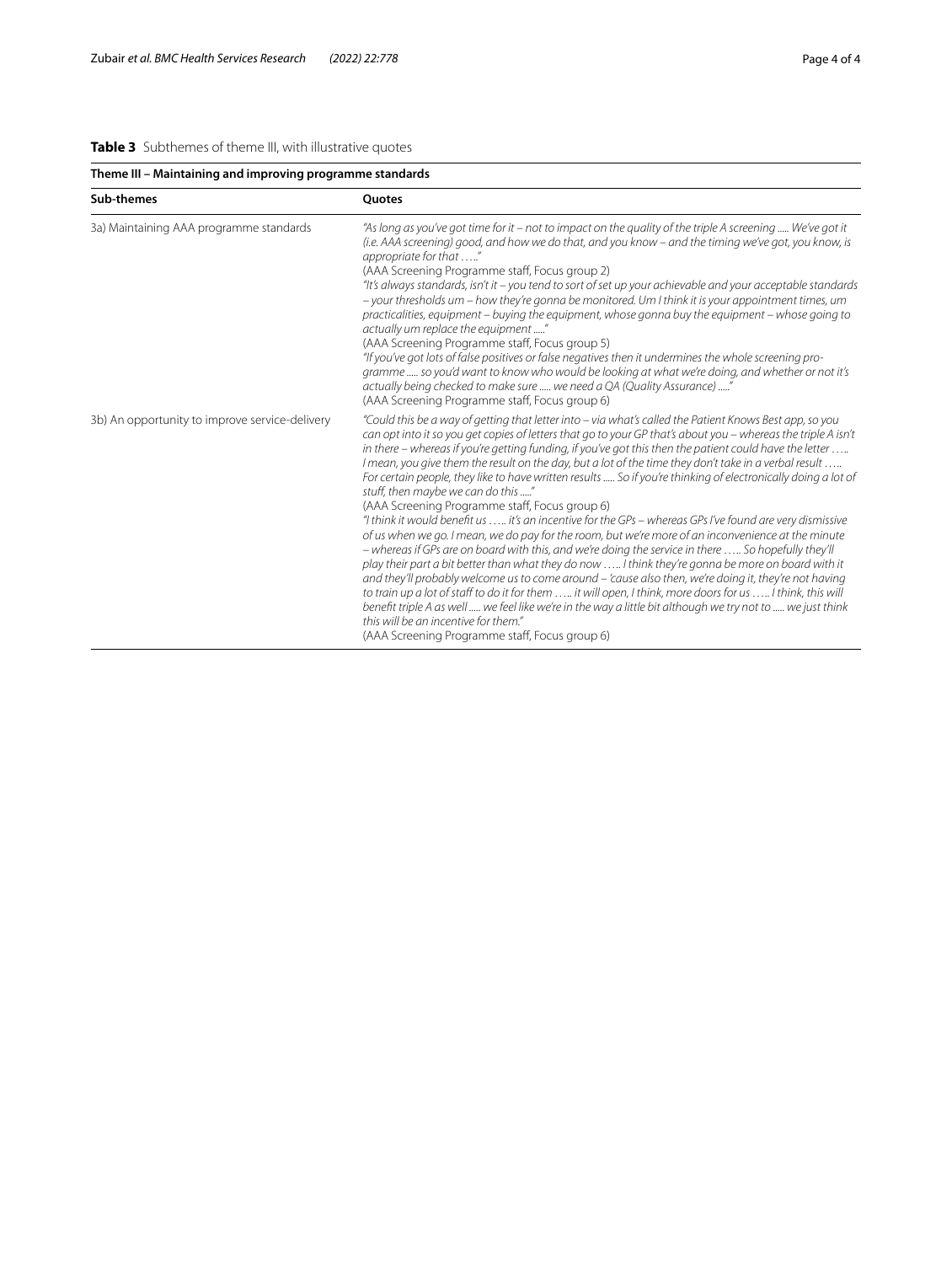**Table 3** Subthemes of theme III, with illustrative quotes

| Theme III – Maintaining and improving programme standards | |
|---|---|
| **Sub-themes** | **Quotes** |
| 3a) Maintaining AAA programme standards | *"As long as you've got time for it – not to impact on the quality of the triple A screening ..... We've got it (i.e. AAA screening) good, and how we do that, and you know – and the timing we've got, you know, is appropriate for that ….."* (AAA Screening Programme staff, Focus group 2) *"It's always standards, isn't it – you tend to sort of set up your achievable and your acceptable standards – your thresholds um – how they're gonna be monitored. Um I think it is your appointment times, um practicalities, equipment – buying the equipment, whose gonna buy the equipment – whose going to actually um replace the equipment ....."* (AAA Screening Programme staff, Focus group 5) *"If you've got lots of false positives or false negatives then it undermines the whole screening programme ..... so you'd want to know who would be looking at what we're doing, and whether or not it's actually being checked to make sure ..... we need a QA (Quality Assurance) ....."* (AAA Screening Programme staff, Focus group 6) |
| 3b) An opportunity to improve service-delivery | *"Could this be a way of getting that letter into – via what's called the Patient Knows Best app, so you can opt into it so you get copies of letters that go to your GP that's about you – whereas the triple A isn't in there – whereas if you're getting funding, if you've got this then the patient could have the letter ….. I mean, you give them the result on the day, but a lot of the time they don't take in a verbal result ….. For certain people, they like to have written results ..... So if you're thinking of electronically doing a lot of stuff, then maybe we can do this ....."* (AAA Screening Programme staff, Focus group 6) *"I think it would benefit us ….. it's an incentive for the GPs – whereas GPs I've found are very dismissive of us when we go. I mean, we do pay for the room, but we're more of an inconvenience at the minute – whereas if GPs are on board with this, and we're doing the service in there ….. So hopefully they'll play their part a bit better than what they do now ….. I think they're gonna be more on board with it and they'll probably welcome us to come around – 'cause also then, we're doing it, they're not having to train up a lot of staff to do it for them ….. it will open, I think, more doors for us ….. I think, this will benefit triple A as well ..... we feel like we're in the way a little bit although we try not to ..... we just think this will be an incentive for them."* (AAA Screening Programme staff, Focus group 6) |